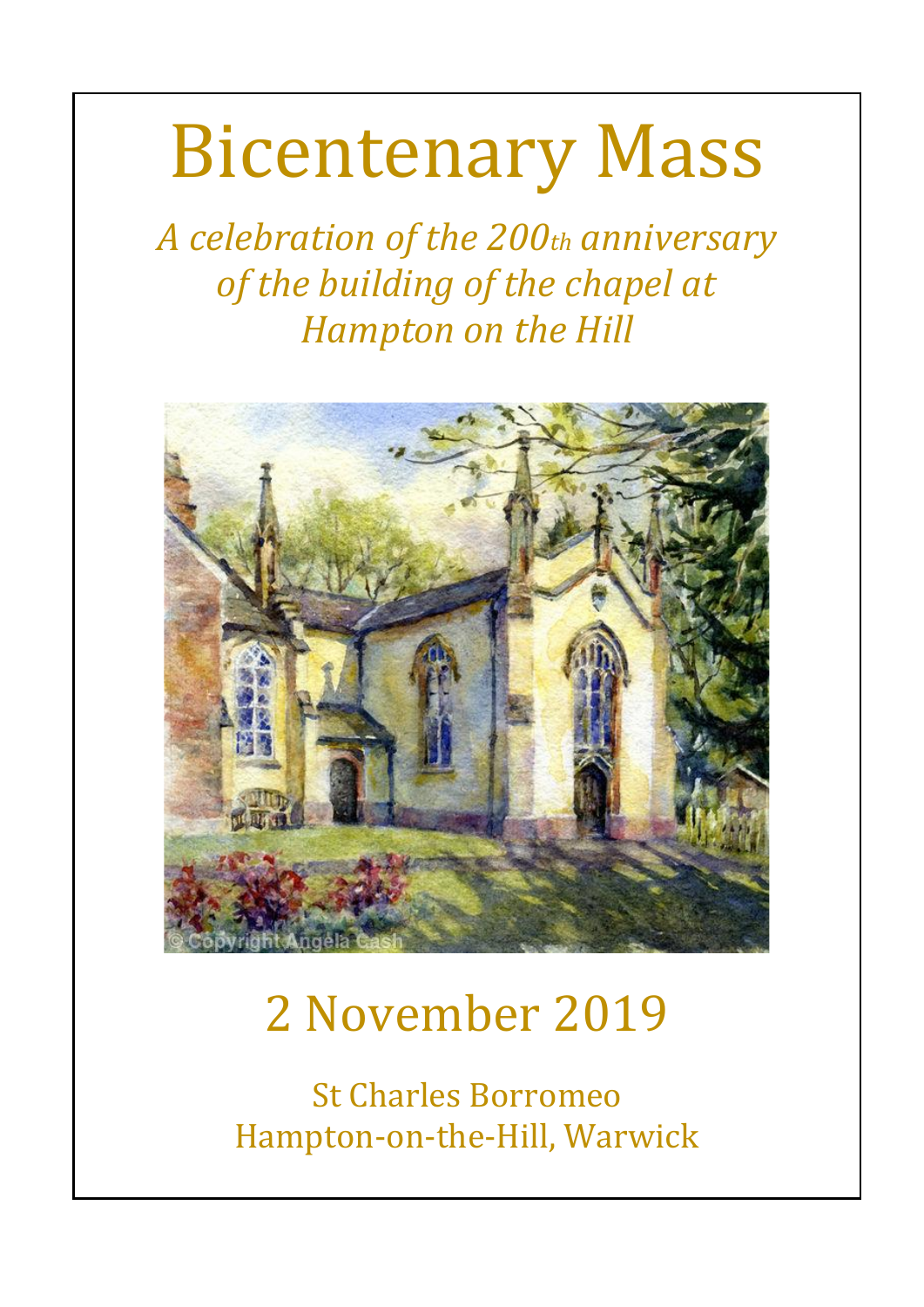# Bicentenary Mass

*A celebration of the 200th anniversary of the building of the chapel at Hampton on the Hill*

## 2 November 2019

St Charles Borromeo
Hampton-on-the-Hill, Warwick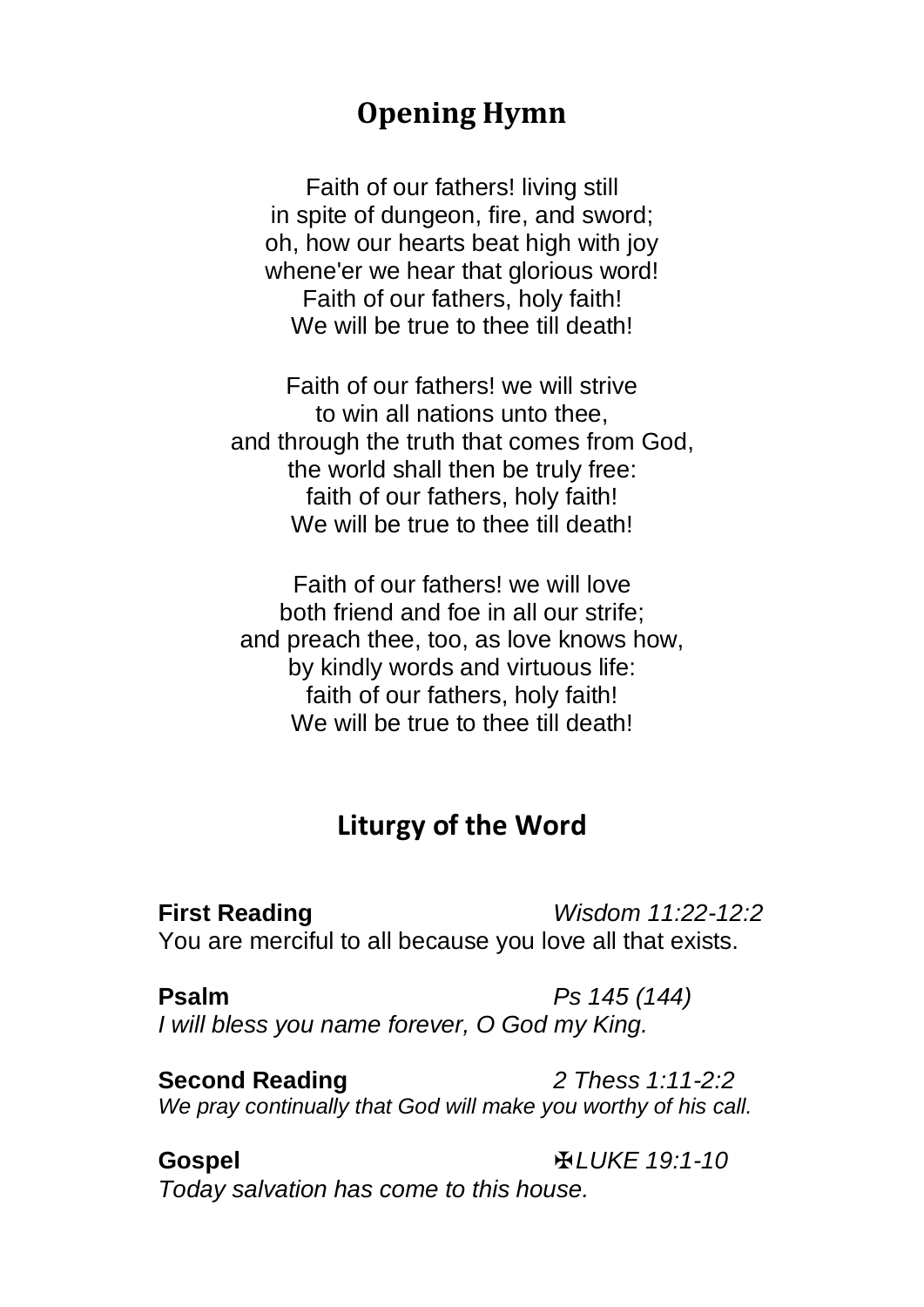## Opening Hymn

Faith of our fathers! living still
in spite of dungeon, fire, and sword;
oh, how our hearts beat high with joy
whene'er we hear that glorious word!
Faith of our fathers, holy faith!
We will be true to thee till death!

Faith of our fathers! we will strive
to win all nations unto thee,
and through the truth that comes from God,
the world shall then be truly free:
faith of our fathers, holy faith!
We will be true to thee till death!

Faith of our fathers! we will love
both friend and foe in all our strife;
and preach thee, too, as love knows how,
by kindly words and virtuous life:
faith of our fathers, holy faith!
We will be true to thee till death!

## Liturgy of the Word

**First Reading** *Wisdom 11:22-12:2*
You are merciful to all because you love all that exists.

**Psalm** *Ps 145 (144)*
*I will bless you name forever, O God my King.*

**Second Reading** *2 Thess 1:11-2:2*
*We pray continually that God will make you worthy of his call.*

**Gospel** ✠*LUKE 19:1-10*
*Today salvation has come to this house.*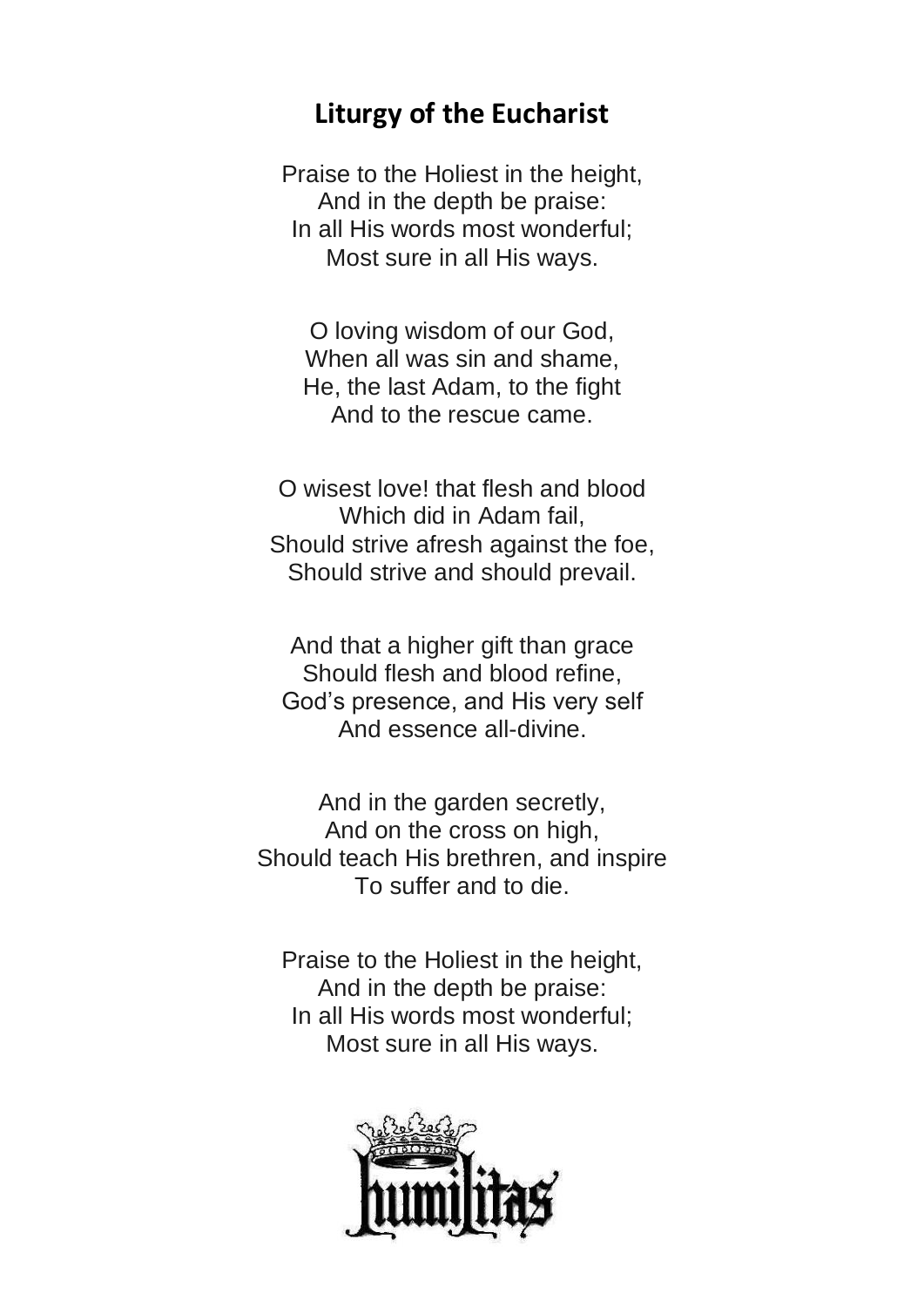## Liturgy of the Eucharist

Praise to the Holiest in the height,  
And in the depth be praise:  
In all His words most wonderful;  
Most sure in all His ways.

O loving wisdom of our God,  
When all was sin and shame,  
He, the last Adam, to the fight  
And to the rescue came.

O wisest love! that flesh and blood  
Which did in Adam fail,  
Should strive afresh against the foe,  
Should strive and should prevail.

And that a higher gift than grace  
Should flesh and blood refine,  
God's presence, and His very self  
And essence all-divine.

And in the garden secretly,  
And on the cross on high,  
Should teach His brethren, and inspire  
To suffer and to die.

Praise to the Holiest in the height,  
And in the depth be praise:  
In all His words most wonderful;  
Most sure in all His ways.

humilitas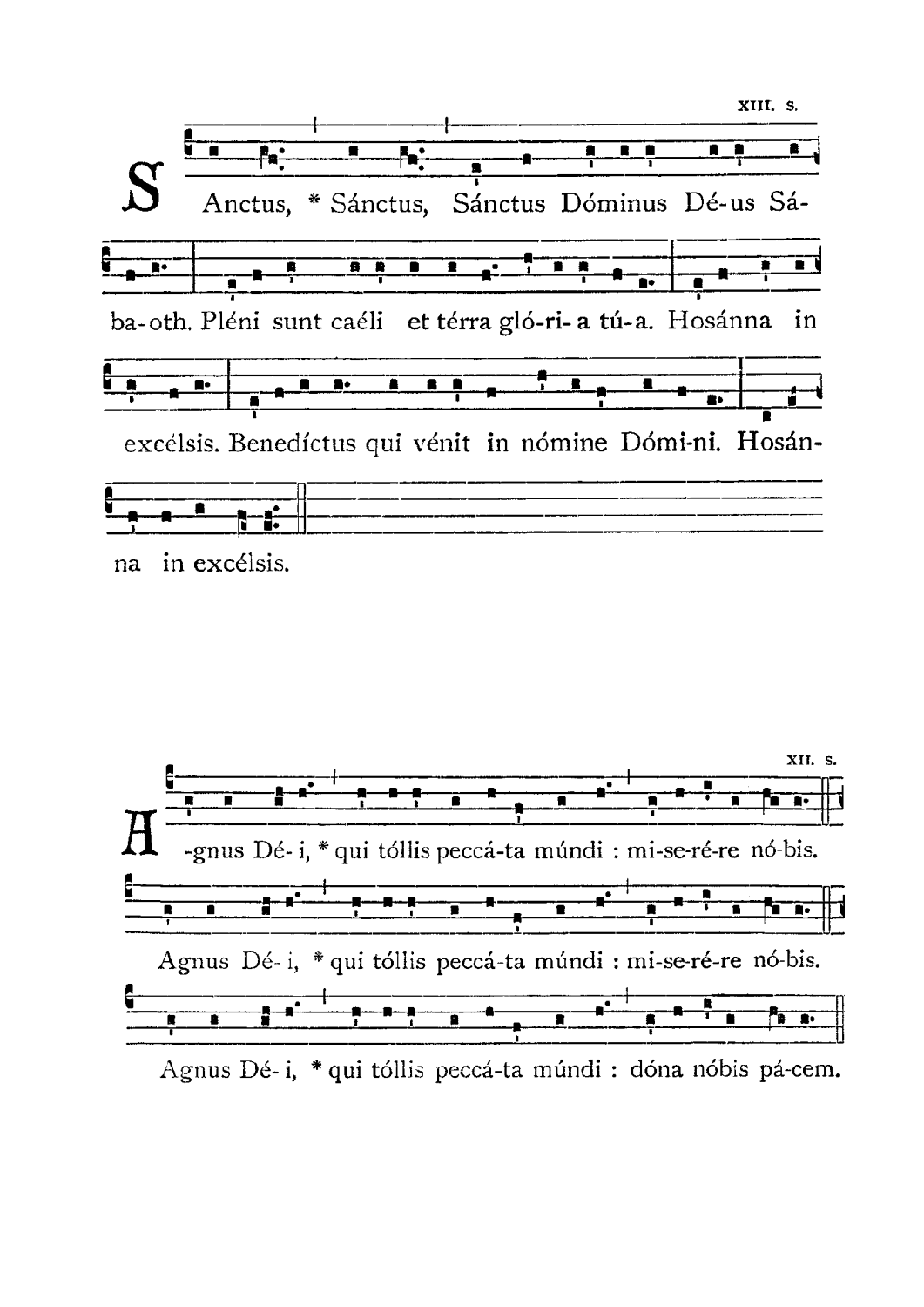XIII. s.

Sanctus, * Sánctus, Sánctus Dóminus Dé-us Sá-ba-oth. Pléni sunt caéli et térra gló-ri-a tú-a. Hosánna in excélsis. Benedíctus qui vénit in nómine Dómi-ni. Hosán-na in excélsis.

XII. s.

Agnus Dé-i, * qui tóllis peccá-ta múndi : mi-se-ré-re nó-bis.

Agnus Dé-i, * qui tóllis peccá-ta múndi : mi-se-ré-re nó-bis.

Agnus Dé-i, * qui tóllis peccá-ta múndi : dóna nóbis pá-cem.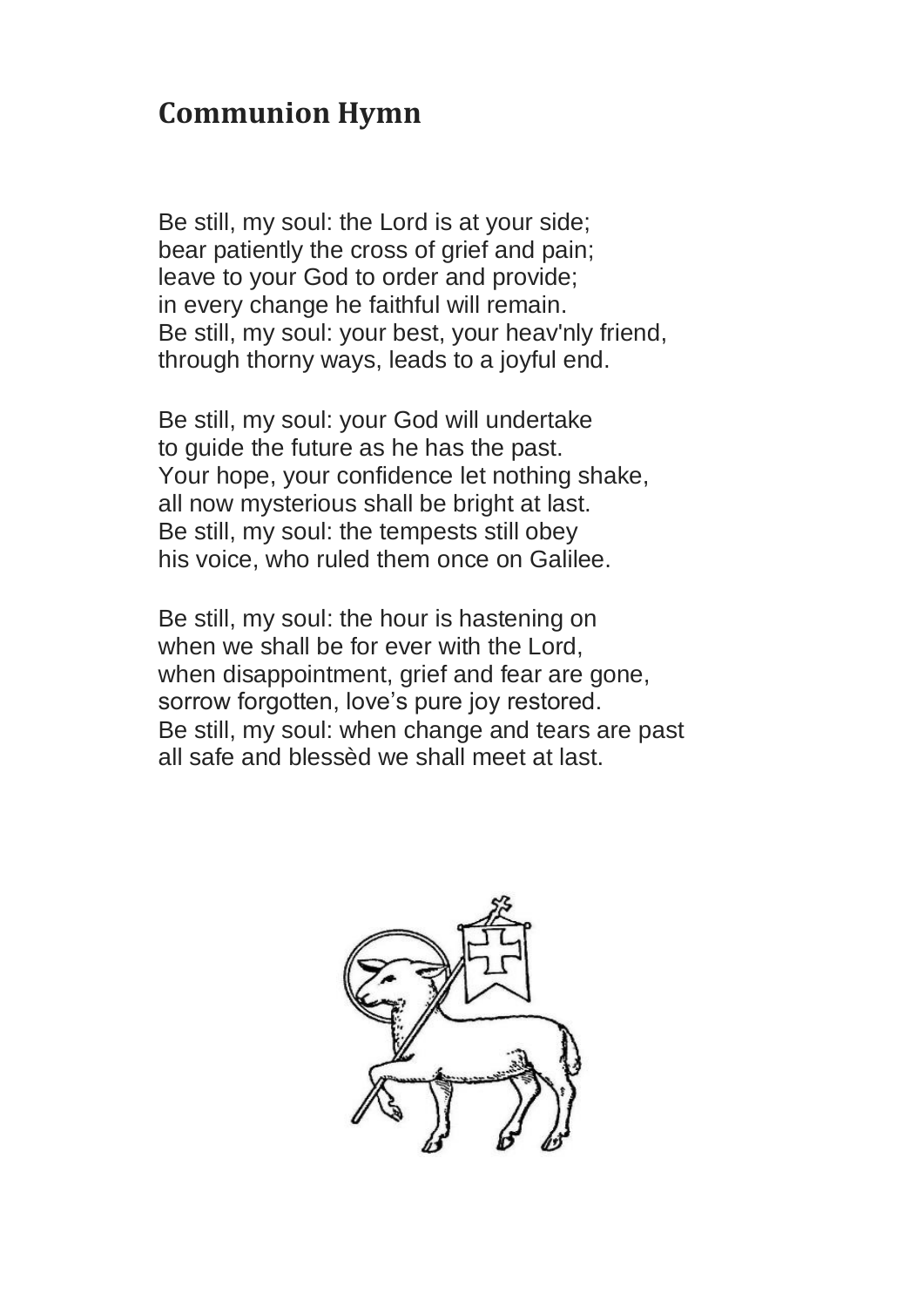## Communion Hymn

Be still, my soul: the Lord is at your side;  
bear patiently the cross of grief and pain;  
leave to your God to order and provide;  
in every change he faithful will remain.  
Be still, my soul: your best, your heav'nly friend,  
through thorny ways, leads to a joyful end.

Be still, my soul: your God will undertake  
to guide the future as he has the past.  
Your hope, your confidence let nothing shake,  
all now mysterious shall be bright at last.  
Be still, my soul: the tempests still obey  
his voice, who ruled them once on Galilee.

Be still, my soul: the hour is hastening on  
when we shall be for ever with the Lord,  
when disappointment, grief and fear are gone,  
sorrow forgotten, love's pure joy restored.  
Be still, my soul: when change and tears are past  
all safe and blessèd we shall meet at last.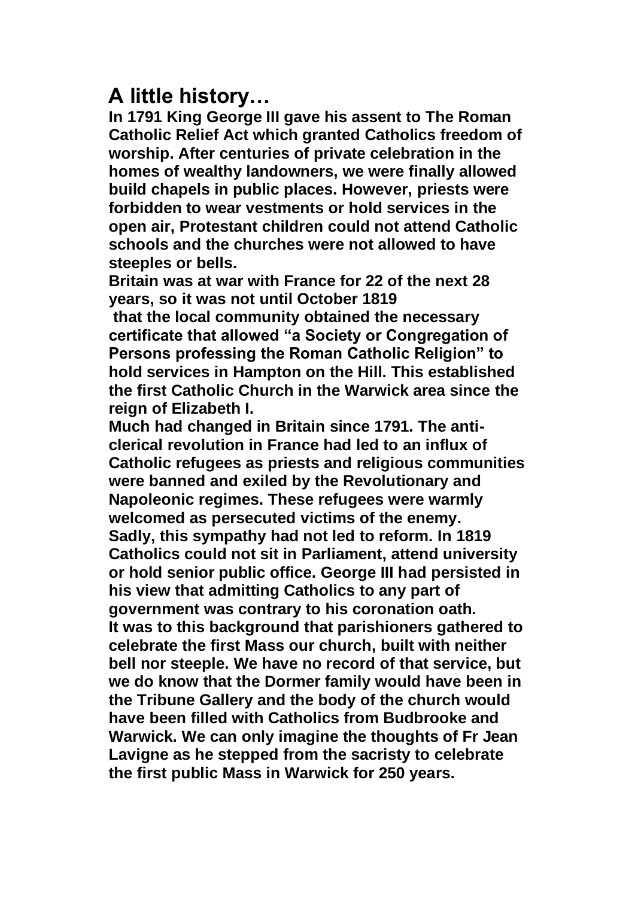# A little history…

**In 1791 King George III gave his assent to The Roman Catholic Relief Act which granted Catholics freedom of worship. After centuries of private celebration in the homes of wealthy landowners, we were finally allowed build chapels in public places. However, priests were forbidden to wear vestments or hold services in the open air, Protestant children could not attend Catholic schools and the churches were not allowed to have steeples or bells.**

**Britain was at war with France for 22 of the next 28 years, so it was not until October 1819 that the local community obtained the necessary certificate that allowed "a Society or Congregation of Persons professing the Roman Catholic Religion" to hold services in Hampton on the Hill. This established the first Catholic Church in the Warwick area since the reign of Elizabeth I.**

**Much had changed in Britain since 1791. The anti-clerical revolution in France had led to an influx of Catholic refugees as priests and religious communities were banned and exiled by the Revolutionary and Napoleonic regimes. These refugees were warmly welcomed as persecuted victims of the enemy.**

**Sadly, this sympathy had not led to reform. In 1819 Catholics could not sit in Parliament, attend university or hold senior public office. George III had persisted in his view that admitting Catholics to any part of government was contrary to his coronation oath.**

**It was to this background that parishioners gathered to celebrate the first Mass our church, built with neither bell nor steeple. We have no record of that service, but we do know that the Dormer family would have been in the Tribune Gallery and the body of the church would have been filled with Catholics from Budbrooke and Warwick. We can only imagine the thoughts of Fr Jean Lavigne as he stepped from the sacristy to celebrate the first public Mass in Warwick for 250 years.**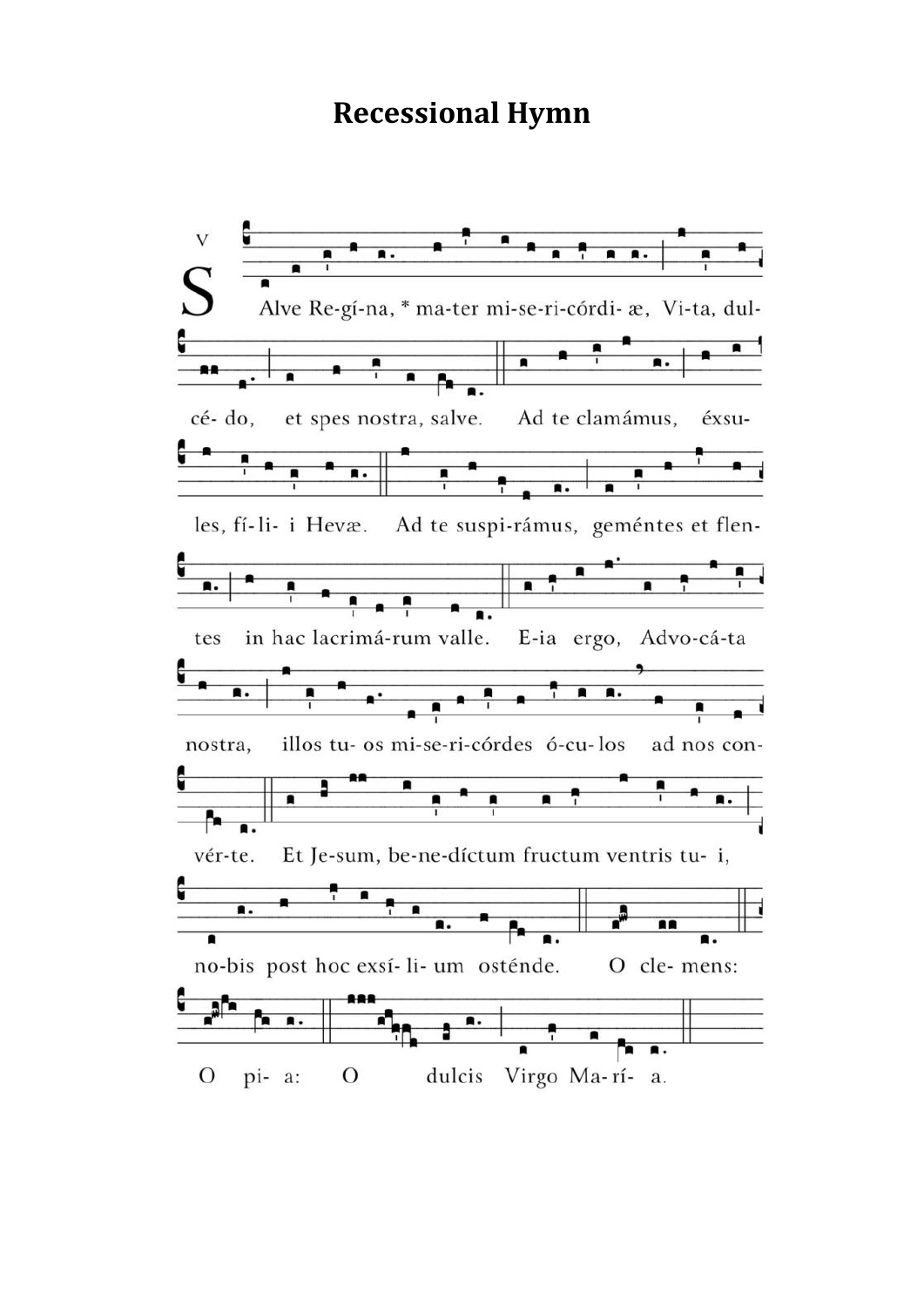# Recessional Hymn

V

SAlve Re-gí-na, * ma-ter mi-se-ri-córdi- æ, Vi-ta, dul-

cé- do, et spes nostra, salve. Ad te clamámus, éxsu-

les, fí- li- i Hevæ. Ad te suspi-rámus, geméntes et flen-

tes in hac lacrimá-rum valle. E-ia ergo, Advo-cá-ta

nostra, illos tu- os mi-se-ri-córdes ó-cu- los ad nos con-

vér-te. Et Je-sum, be-ne-díctum fructum ventris tu- i,

no-bis post hoc exsí- li- um osténde. O cle- mens:

O pi- a: O dulcis Virgo Ma- rí- a.